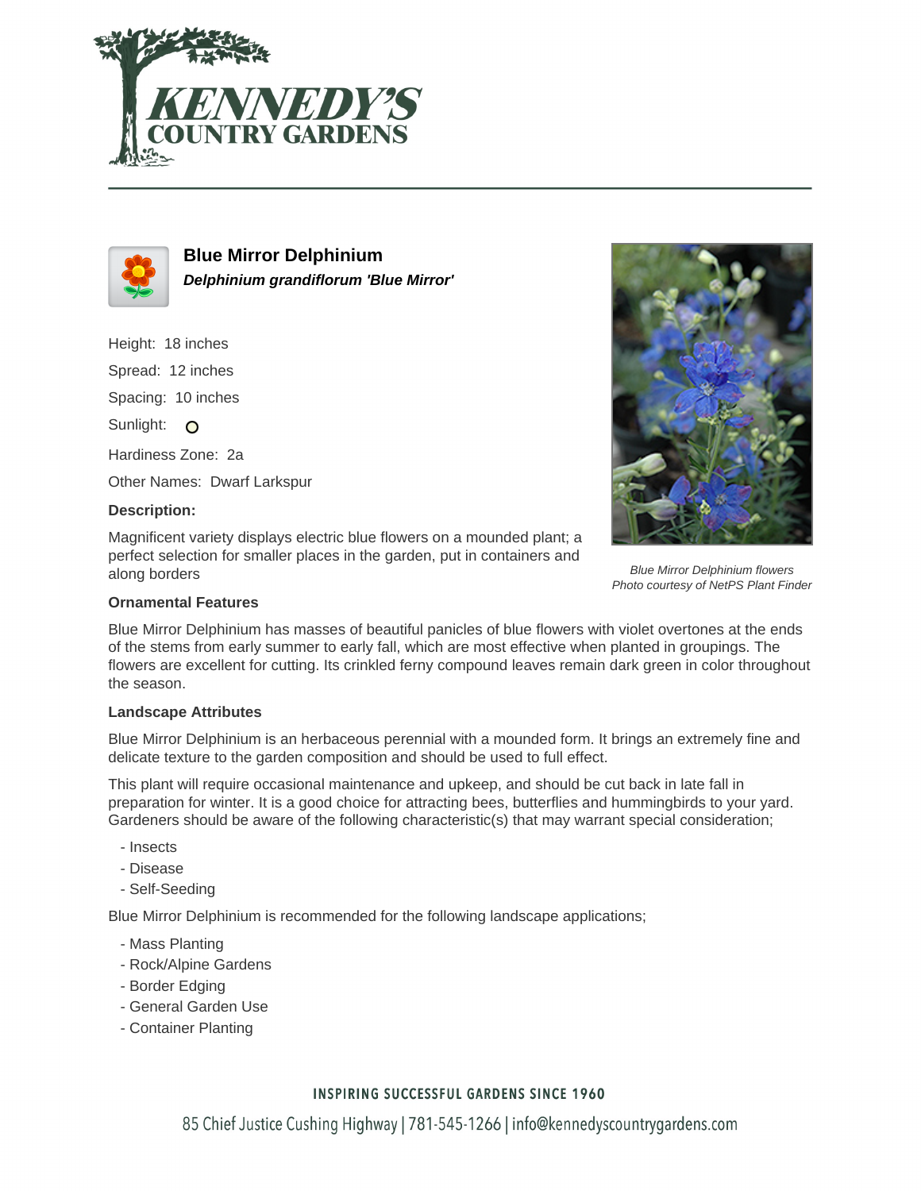# Blue Mirror Delphinium

***Delphinium grandiflorum 'Blue Mirror'***

Height: 18 inches

Spread: 12 inches

Spacing: 10 inches

Sunlight: ○

Hardiness Zone: 2a

Other Names: Dwarf Larkspur

**Description:**

Magnificent variety displays electric blue flowers on a mounded plant; a perfect selection for smaller places in the garden, put in containers and along borders

*Blue Mirror Delphinium flowers*
*Photo courtesy of NetPS Plant Finder*

### Ornamental Features

Blue Mirror Delphinium has masses of beautiful panicles of blue flowers with violet overtones at the ends of the stems from early summer to early fall, which are most effective when planted in groupings. The flowers are excellent for cutting. Its crinkled ferny compound leaves remain dark green in color throughout the season.

### Landscape Attributes

Blue Mirror Delphinium is an herbaceous perennial with a mounded form. It brings an extremely fine and delicate texture to the garden composition and should be used to full effect.

This plant will require occasional maintenance and upkeep, and should be cut back in late fall in preparation for winter. It is a good choice for attracting bees, butterflies and hummingbirds to your yard. Gardeners should be aware of the following characteristic(s) that may warrant special consideration;

- Insects
- Disease
- Self-Seeding

Blue Mirror Delphinium is recommended for the following landscape applications;

- Mass Planting
- Rock/Alpine Gardens
- Border Edging
- General Garden Use
- Container Planting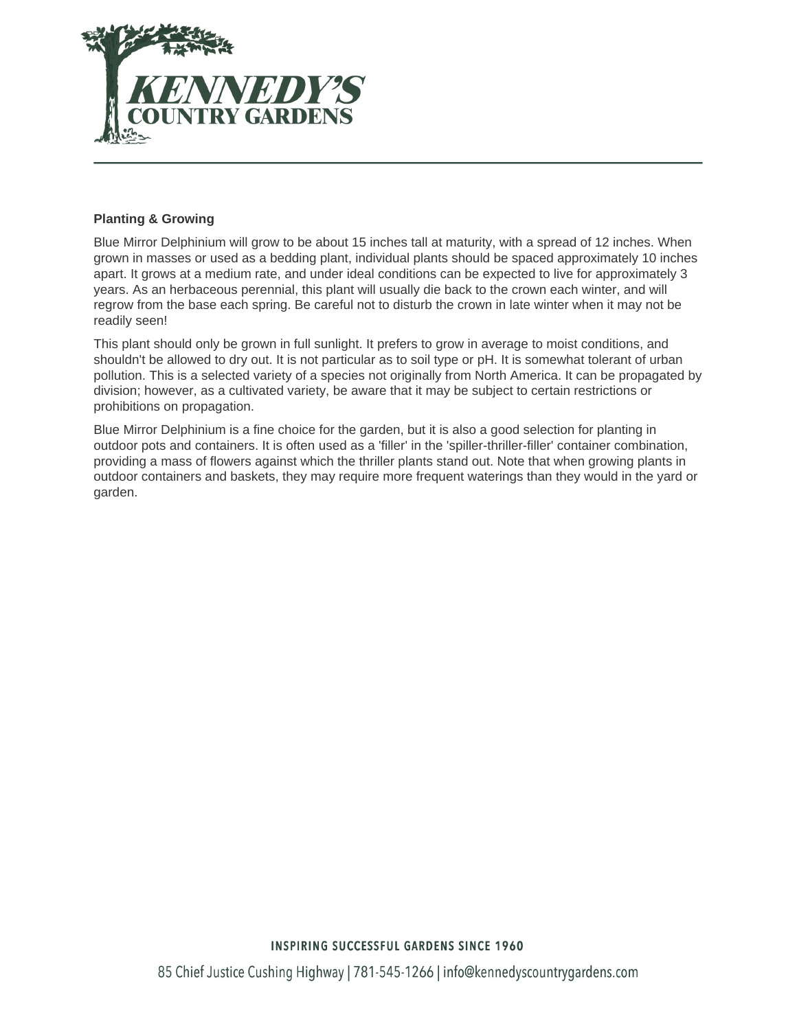### Planting & Growing

Blue Mirror Delphinium will grow to be about 15 inches tall at maturity, with a spread of 12 inches. When grown in masses or used as a bedding plant, individual plants should be spaced approximately 10 inches apart. It grows at a medium rate, and under ideal conditions can be expected to live for approximately 3 years. As an herbaceous perennial, this plant will usually die back to the crown each winter, and will regrow from the base each spring. Be careful not to disturb the crown in late winter when it may not be readily seen!

This plant should only be grown in full sunlight. It prefers to grow in average to moist conditions, and shouldn't be allowed to dry out. It is not particular as to soil type or pH. It is somewhat tolerant of urban pollution. This is a selected variety of a species not originally from North America. It can be propagated by division; however, as a cultivated variety, be aware that it may be subject to certain restrictions or prohibitions on propagation.

Blue Mirror Delphinium is a fine choice for the garden, but it is also a good selection for planting in outdoor pots and containers. It is often used as a 'filler' in the 'spiller-thriller-filler' container combination, providing a mass of flowers against which the thriller plants stand out. Note that when growing plants in outdoor containers and baskets, they may require more frequent waterings than they would in the yard or garden.